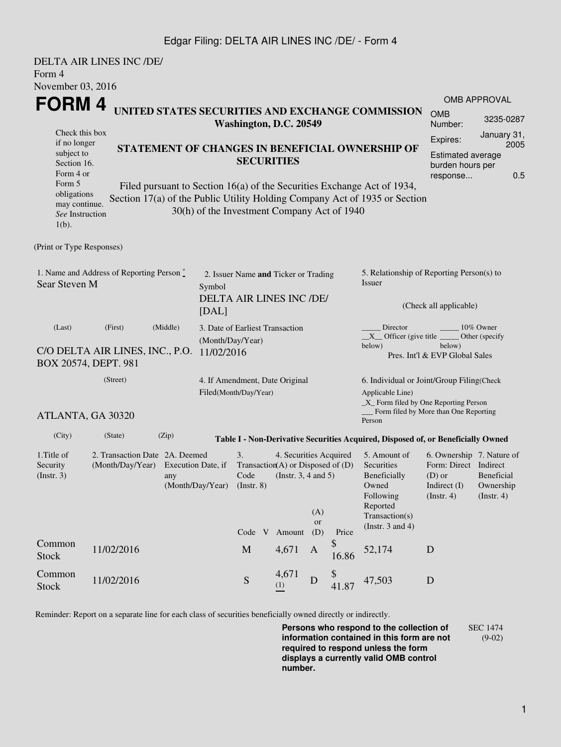DELTA AIR LINES INC /DE/
Form 4
November 03, 2016

# FORM 4

**UNITED STATES SECURITIES AND EXCHANGE COMMISSION**
**Washington, D.C. 20549**

| OMB APPROVAL | |
|---|---|
| OMB Number: | 3235-0287 |
| Expires: | January 31, 2005 |
| Estimated average burden hours per response... | 0.5 |

Check this box if no longer subject to Section 16. Form 4 or Form 5 obligations may continue. *See* Instruction 1(b).

**STATEMENT OF CHANGES IN BENEFICIAL OWNERSHIP OF SECURITIES**

Filed pursuant to Section 16(a) of the Securities Exchange Act of 1934, Section 17(a) of the Public Utility Holding Company Act of 1935 or Section 30(h) of the Investment Company Act of 1940

(Print or Type Responses)

1. Name and Address of Reporting Person *
Sear Steven M

(Last) (First) (Middle)

C/O DELTA AIR LINES, INC., P.O. BOX 20574, DEPT. 981

(Street)

ATLANTA, GA 30320

(City) (State) (Zip)

2. Issuer Name **and** Ticker or Trading Symbol
DELTA AIR LINES INC /DE/ [DAL]

3. Date of Earliest Transaction (Month/Day/Year)
11/02/2016

4. If Amendment, Date Original Filed(Month/Day/Year)

5. Relationship of Reporting Person(s) to Issuer

(Check all applicable)

_____ Director _____ 10% Owner
__X__ Officer (give title below) _____ Other (specify below)
Pres. Int'l & EVP Global Sales

6. Individual or Joint/Group Filing(Check Applicable Line)
_X_ Form filed by One Reporting Person
___ Form filed by More than One Reporting Person

**Table I - Non-Derivative Securities Acquired, Disposed of, or Beneficially Owned**

| 1.Title of Security (Instr. 3) | 2. Transaction Date (Month/Day/Year) | 2A. Deemed Execution Date, if any (Month/Day/Year) | 3. Transaction Code (Instr. 8) | | 4. Securities Acquired (A) or Disposed of (D) (Instr. 3, 4 and 5) | | | 5. Amount of Securities Beneficially Owned Following Reported Transaction(s) (Instr. 3 and 4) | 6. Ownership Form: Direct (D) or Indirect (I) (Instr. 4) | 7. Nature of Indirect Beneficial Ownership (Instr. 4) |
|---|---|---|---|---|---|---|---|---|---|---|
| | | | Code | V | Amount | (A) or (D) | Price | | | |
| Common Stock | 11/02/2016 | | M | | 4,671 | A | $ 16.86 | 52,174 | D | |
| Common Stock | 11/02/2016 | | S | | 4,671 (1) | D | $ 41.87 | 47,503 | D | |

Reminder: Report on a separate line for each class of securities beneficially owned directly or indirectly.

**Persons who respond to the collection of information contained in this form are not required to respond unless the form displays a currently valid OMB control number.**

SEC 1474 (9-02)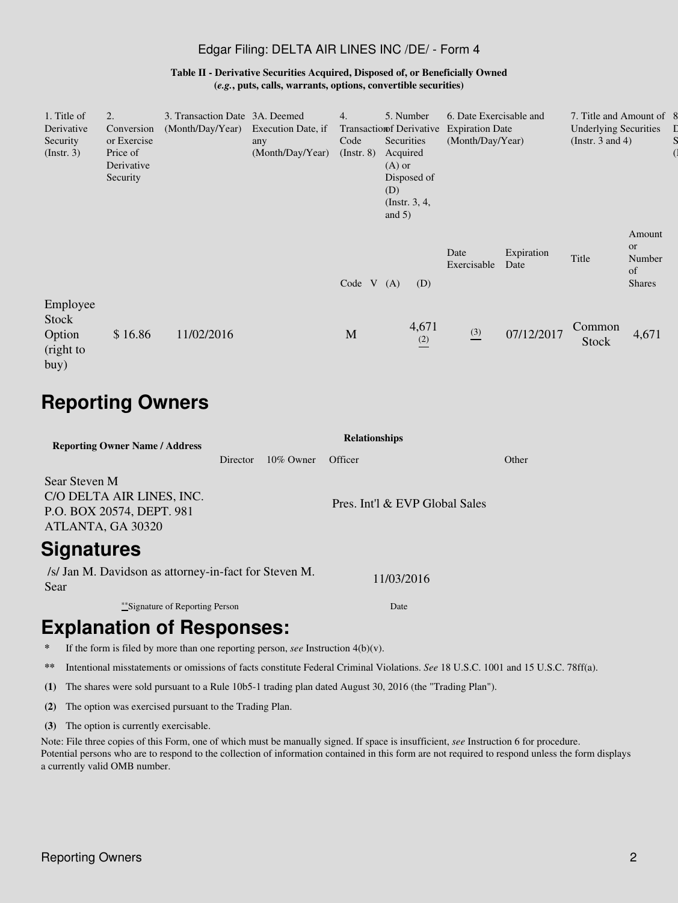Edgar Filing: DELTA AIR LINES INC /DE/ - Form 4

**Table II - Derivative Securities Acquired, Disposed of, or Beneficially Owned**
**(*e.g.*, puts, calls, warrants, options, convertible securities)**

| 1. Title of Derivative Security (Instr. 3) | 2. Conversion or Exercise Price of Derivative Security | 3. Transaction Date (Month/Day/Year) | 3A. Deemed Execution Date, if any (Month/Day/Year) | 4. Transaction Code (Instr. 8) | | 5. Number of Derivative Securities Acquired (A) or Disposed of (D) (Instr. 3, 4, and 5) | | 6. Date Exercisable and Expiration Date (Month/Day/Year) | | 7. Title and Amount of Underlying Securities (Instr. 3 and 4) | |
|---|---|---|---|---|---|---|---|---|---|---|---|
| | | | | Code | V | (A) | (D) | Date Exercisable | Expiration Date | Title | Amount or Number of Shares |
| Employee Stock Option (right to buy) | $ 16.86 | 11/02/2016 | | M | | | 4,671 (2) | (3) | 07/12/2017 | Common Stock | 4,671 |

## Reporting Owners

| Reporting Owner Name / Address | Relationships | | | |
|---|---|---|---|---|
| | Director | 10% Owner | Officer | Other |
| Sear Steven M<br>C/O DELTA AIR LINES, INC.<br>P.O. BOX 20574, DEPT. 981<br>ATLANTA, GA 30320 | | | Pres. Int'l & EVP Global Sales | |

## Signatures

| | |
|---|---|
| /s/ Jan M. Davidson as attorney-in-fact for Steven M. Sear | 11/03/2016 |
| **Signature of Reporting Person | Date |

## Explanation of Responses:

- \* If the form is filed by more than one reporting person, *see* Instruction 4(b)(v).
- \*\* Intentional misstatements or omissions of facts constitute Federal Criminal Violations. *See* 18 U.S.C. 1001 and 15 U.S.C. 78ff(a).
- **(1)** The shares were sold pursuant to a Rule 10b5-1 trading plan dated August 30, 2016 (the "Trading Plan").
- **(2)** The option was exercised pursuant to the Trading Plan.
- **(3)** The option is currently exercisable.

Note: File three copies of this Form, one of which must be manually signed. If space is insufficient, *see* Instruction 6 for procedure.
Potential persons who are to respond to the collection of information contained in this form are not required to respond unless the form displays a currently valid OMB number.